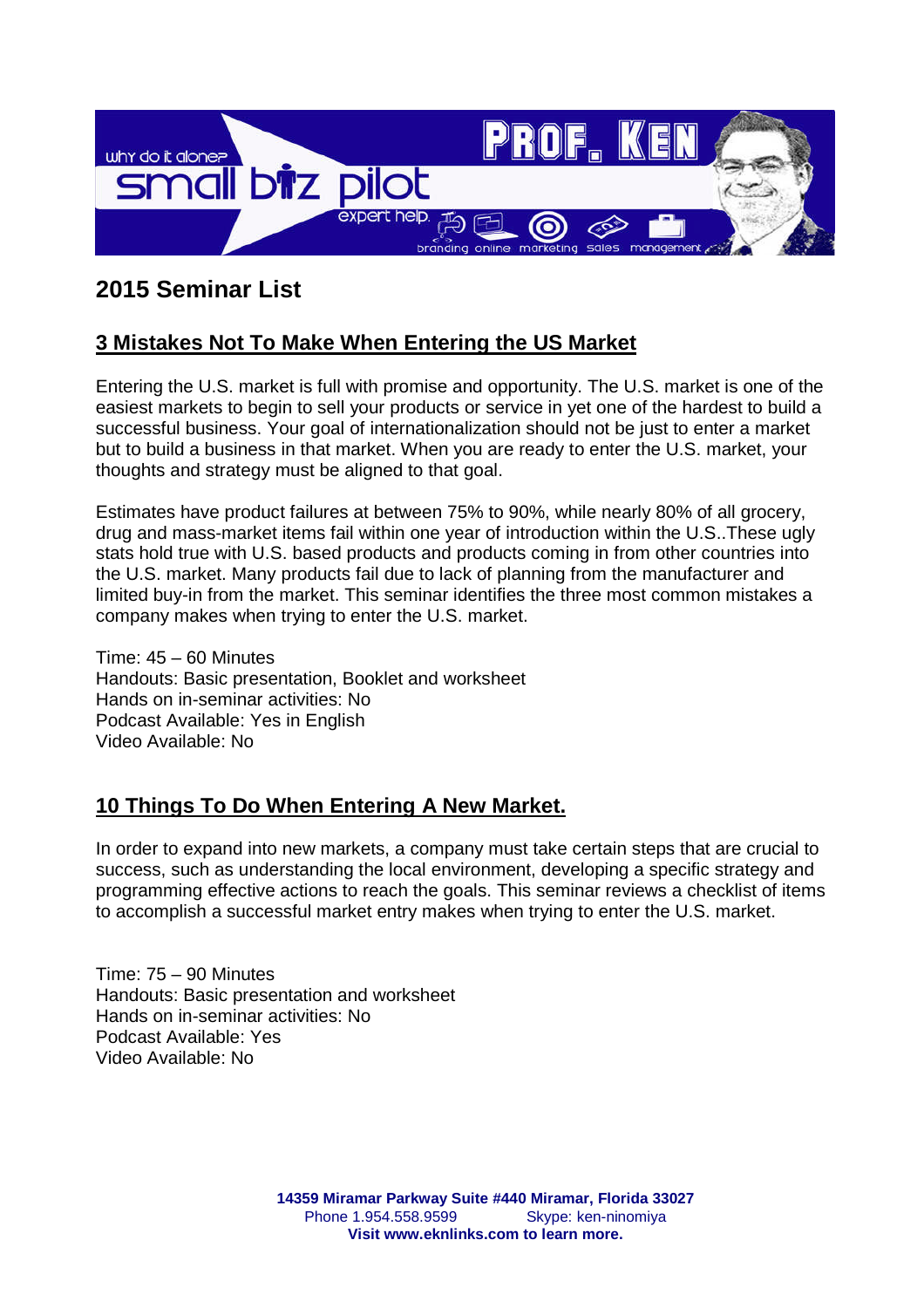## 2015 Seminar List

### 3 Mistakes Not To Make When Entering the US Market

Entering the U.S. market is full with promise and opportunity. The U.S. market is one of the easiest markets to begin to sell your products or service in yet one of the hardest to build a successful business. Your goal of internationalization should not be just to enter a market but to build a business in that market. When you are ready to enter the U.S. market, your thoughts and strategy must be aligned to that goal.

Estimates have product failures at between 75% to 90%, while nearly 80% of all grocery, drug and mass-market items fail within one year of introduction within the U.S..These ugly stats hold true with U.S. based products and products coming in from other countries into the U.S. market. Many products fail due to lack of planning from the manufacturer and limited buy-in from the market. This seminar identifies the three most common mistakes a company makes when trying to enter the U.S. market.

Time: 45 – 60 Minutes
Handouts: Basic presentation, Booklet and worksheet
Hands on in-seminar activities: No
Podcast Available: Yes in English
Video Available: No

### 10 Things To Do When Entering A New Market.

In order to expand into new markets, a company must take certain steps that are crucial to success, such as understanding the local environment, developing a specific strategy and programming effective actions to reach the goals. This seminar reviews a checklist of items to accomplish a successful market entry makes when trying to enter the U.S. market.

Time: 75 – 90 Minutes
Handouts: Basic presentation and worksheet
Hands on in-seminar activities: No
Podcast Available: Yes
Video Available: No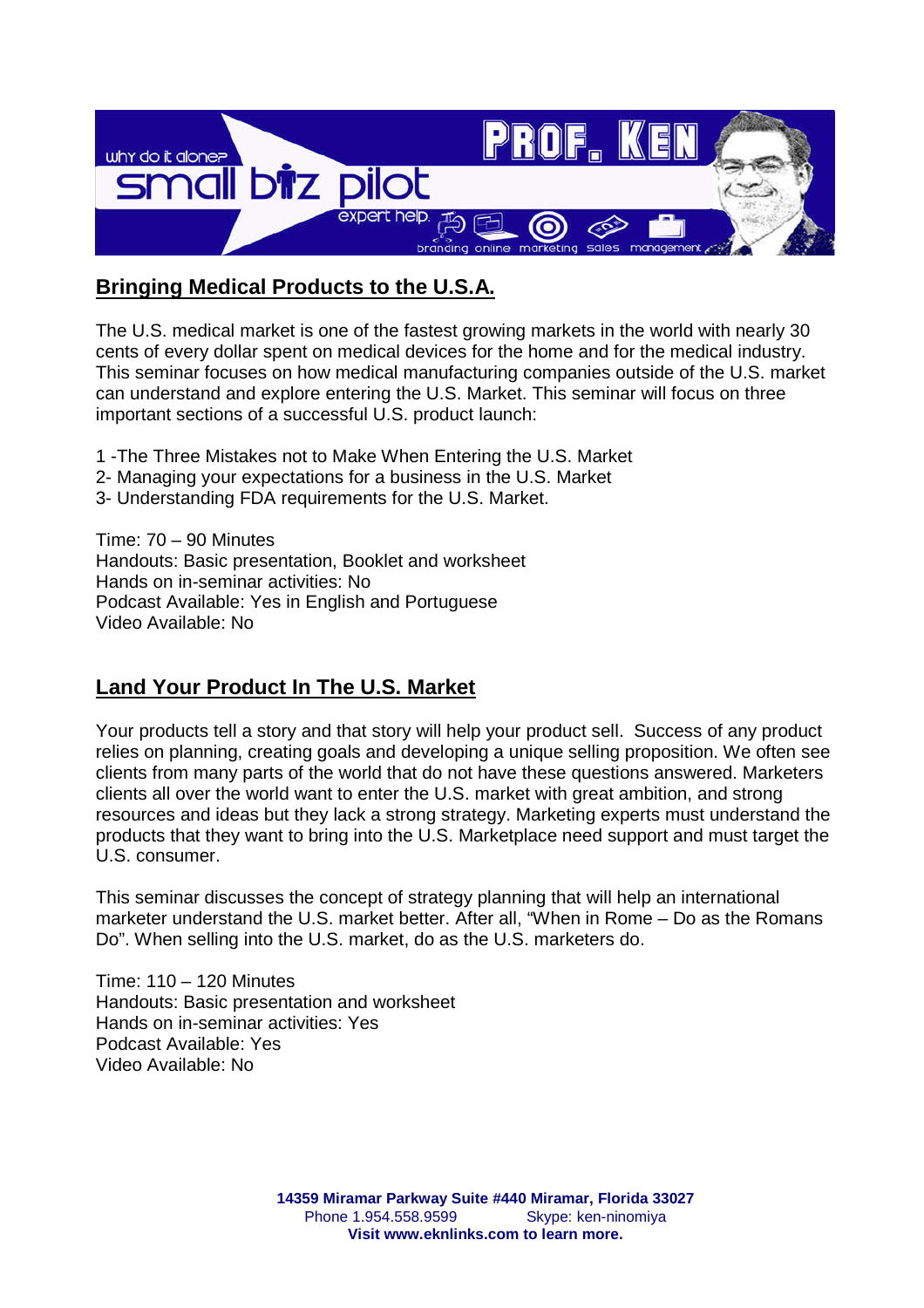## Bringing Medical Products to the U.S.A.

The U.S. medical market is one of the fastest growing markets in the world with nearly 30 cents of every dollar spent on medical devices for the home and for the medical industry. This seminar focuses on how medical manufacturing companies outside of the U.S. market can understand and explore entering the U.S. Market. This seminar will focus on three important sections of a successful U.S. product launch:

1 -The Three Mistakes not to Make When Entering the U.S. Market
2- Managing your expectations for a business in the U.S. Market
3- Understanding FDA requirements for the U.S. Market.

Time: 70 – 90 Minutes
Handouts: Basic presentation, Booklet and worksheet
Hands on in-seminar activities: No
Podcast Available: Yes in English and Portuguese
Video Available: No

## Land Your Product In The U.S. Market

Your products tell a story and that story will help your product sell. Success of any product relies on planning, creating goals and developing a unique selling proposition. We often see clients from many parts of the world that do not have these questions answered. Marketers clients all over the world want to enter the U.S. market with great ambition, and strong resources and ideas but they lack a strong strategy. Marketing experts must understand the products that they want to bring into the U.S. Marketplace need support and must target the U.S. consumer.

This seminar discusses the concept of strategy planning that will help an international marketer understand the U.S. market better. After all, "When in Rome – Do as the Romans Do". When selling into the U.S. market, do as the U.S. marketers do.

Time: 110 – 120 Minutes
Handouts: Basic presentation and worksheet
Hands on in-seminar activities: Yes
Podcast Available: Yes
Video Available: No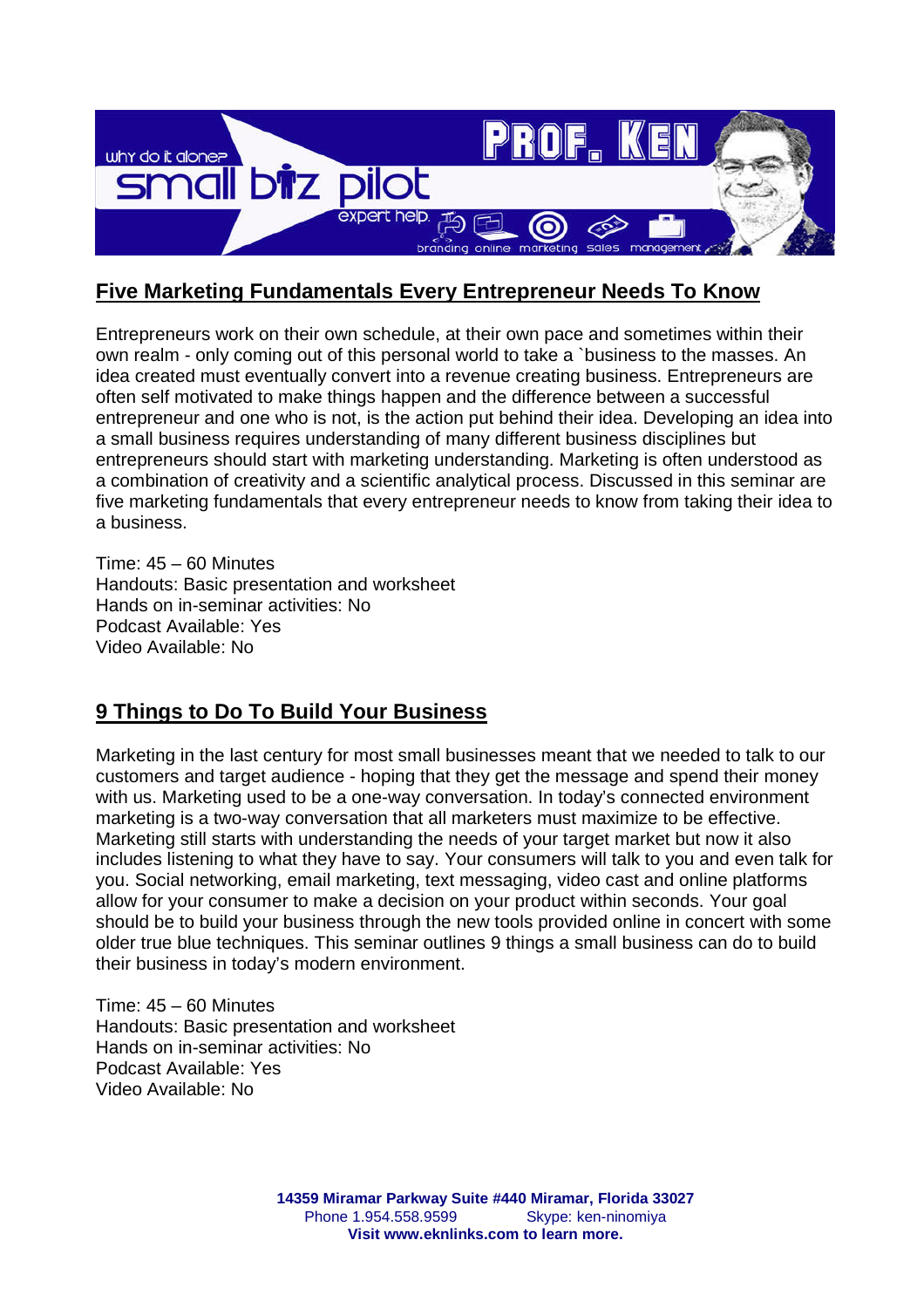## Five Marketing Fundamentals Every Entrepreneur Needs To Know

Entrepreneurs work on their own schedule, at their own pace and sometimes within their own realm - only coming out of this personal world to take a `business to the masses. An idea created must eventually convert into a revenue creating business. Entrepreneurs are often self motivated to make things happen and the difference between a successful entrepreneur and one who is not, is the action put behind their idea. Developing an idea into a small business requires understanding of many different business disciplines but entrepreneurs should start with marketing understanding. Marketing is often understood as a combination of creativity and a scientific analytical process. Discussed in this seminar are five marketing fundamentals that every entrepreneur needs to know from taking their idea to a business.

Time: 45 – 60 Minutes
Handouts: Basic presentation and worksheet
Hands on in-seminar activities: No
Podcast Available: Yes
Video Available: No

## 9 Things to Do To Build Your Business

Marketing in the last century for most small businesses meant that we needed to talk to our customers and target audience - hoping that they get the message and spend their money with us. Marketing used to be a one-way conversation. In today's connected environment marketing is a two-way conversation that all marketers must maximize to be effective. Marketing still starts with understanding the needs of your target market but now it also includes listening to what they have to say. Your consumers will talk to you and even talk for you. Social networking, email marketing, text messaging, video cast and online platforms allow for your consumer to make a decision on your product within seconds. Your goal should be to build your business through the new tools provided online in concert with some older true blue techniques. This seminar outlines 9 things a small business can do to build their business in today's modern environment.

Time: 45 – 60 Minutes
Handouts: Basic presentation and worksheet
Hands on in-seminar activities: No
Podcast Available: Yes
Video Available: No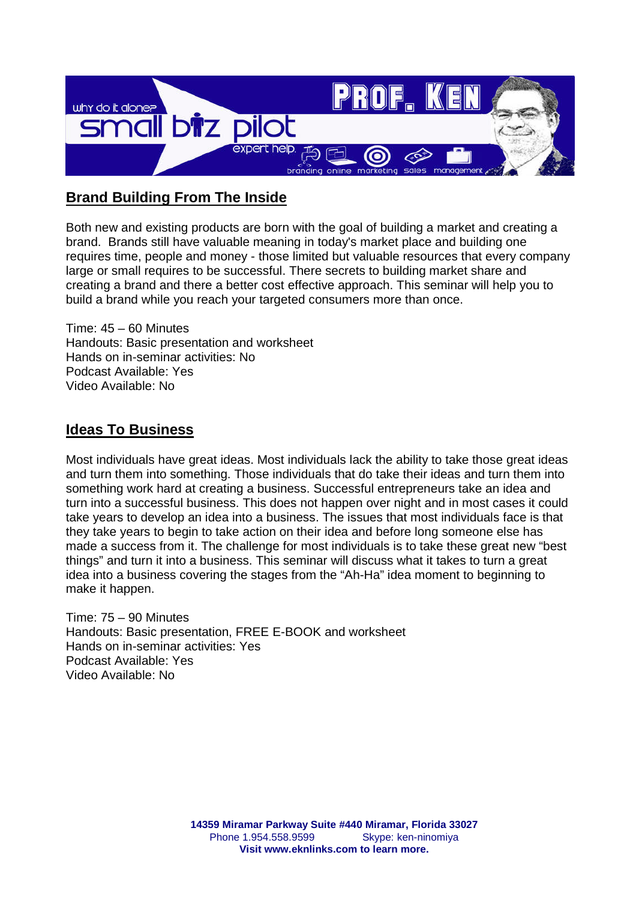## Brand Building From The Inside

Both new and existing products are born with the goal of building a market and creating a brand. Brands still have valuable meaning in today's market place and building one requires time, people and money - those limited but valuable resources that every company large or small requires to be successful. There secrets to building market share and creating a brand and there a better cost effective approach. This seminar will help you to build a brand while you reach your targeted consumers more than once.

Time: 45 – 60 Minutes
Handouts: Basic presentation and worksheet
Hands on in-seminar activities: No
Podcast Available: Yes
Video Available: No

## Ideas To Business

Most individuals have great ideas. Most individuals lack the ability to take those great ideas and turn them into something. Those individuals that do take their ideas and turn them into something work hard at creating a business. Successful entrepreneurs take an idea and turn into a successful business. This does not happen over night and in most cases it could take years to develop an idea into a business. The issues that most individuals face is that they take years to begin to take action on their idea and before long someone else has made a success from it. The challenge for most individuals is to take these great new "best things" and turn it into a business. This seminar will discuss what it takes to turn a great idea into a business covering the stages from the "Ah-Ha" idea moment to beginning to make it happen.

Time: 75 – 90 Minutes
Handouts: Basic presentation, FREE E-BOOK and worksheet
Hands on in-seminar activities: Yes
Podcast Available: Yes
Video Available: No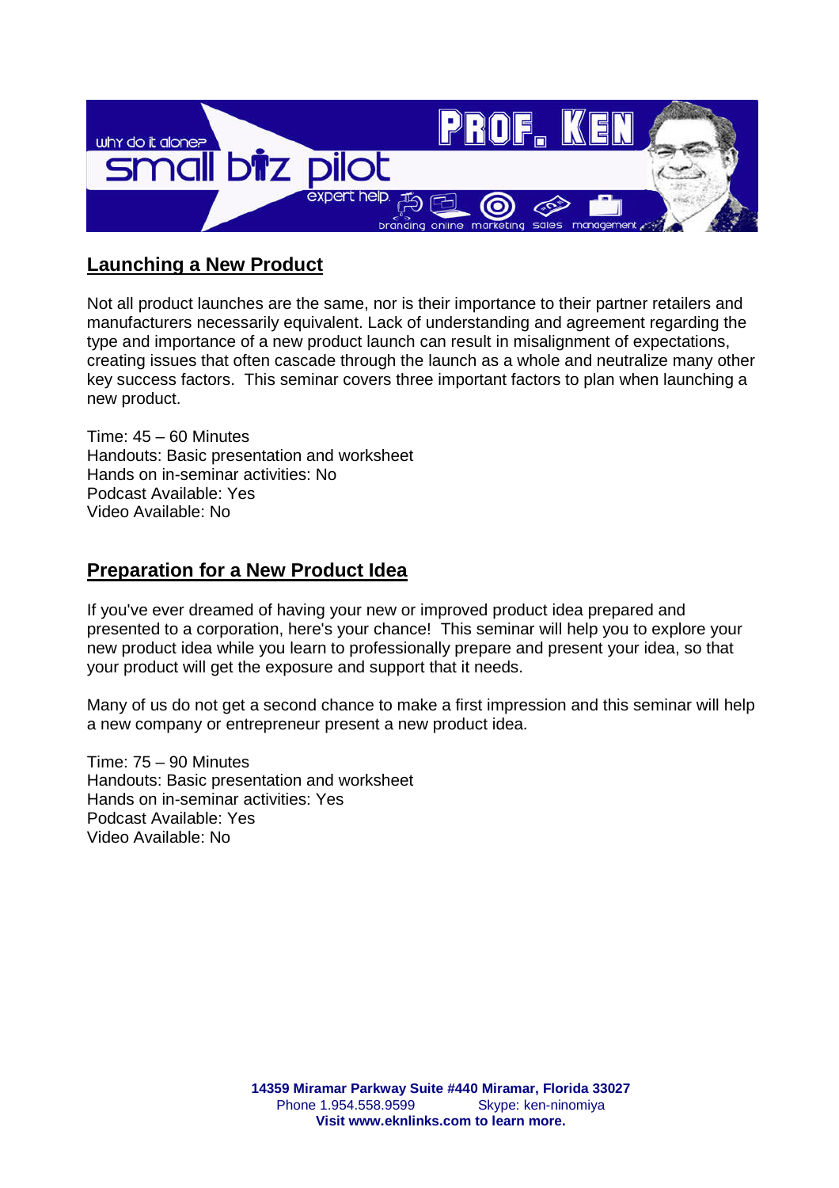## Launching a New Product

Not all product launches are the same, nor is their importance to their partner retailers and manufacturers necessarily equivalent. Lack of understanding and agreement regarding the type and importance of a new product launch can result in misalignment of expectations, creating issues that often cascade through the launch as a whole and neutralize many other key success factors. This seminar covers three important factors to plan when launching a new product.

Time: 45 – 60 Minutes
Handouts: Basic presentation and worksheet
Hands on in-seminar activities: No
Podcast Available: Yes
Video Available: No

## Preparation for a New Product Idea

If you've ever dreamed of having your new or improved product idea prepared and presented to a corporation, here's your chance! This seminar will help you to explore your new product idea while you learn to professionally prepare and present your idea, so that your product will get the exposure and support that it needs.

Many of us do not get a second chance to make a first impression and this seminar will help a new company or entrepreneur present a new product idea.

Time: 75 – 90 Minutes
Handouts: Basic presentation and worksheet
Hands on in-seminar activities: Yes
Podcast Available: Yes
Video Available: No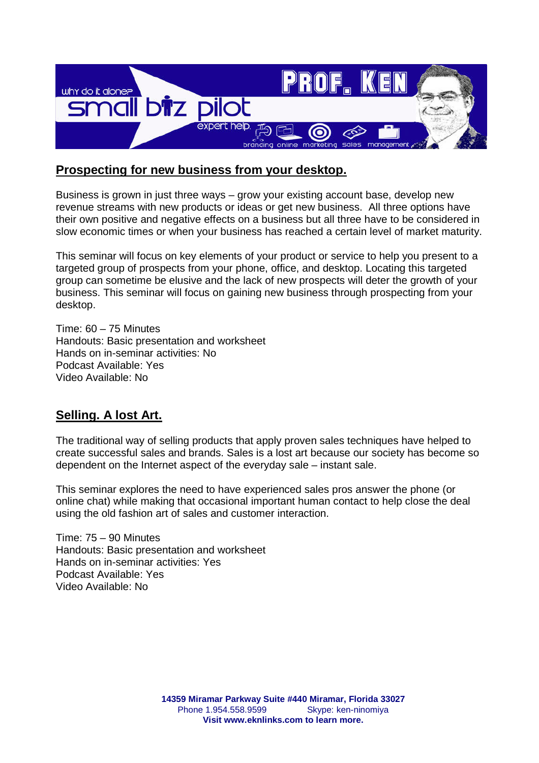## Prospecting for new business from your desktop.

Business is grown in just three ways – grow your existing account base, develop new revenue streams with new products or ideas or get new business. All three options have their own positive and negative effects on a business but all three have to be considered in slow economic times or when your business has reached a certain level of market maturity.

This seminar will focus on key elements of your product or service to help you present to a targeted group of prospects from your phone, office, and desktop. Locating this targeted group can sometime be elusive and the lack of new prospects will deter the growth of your business. This seminar will focus on gaining new business through prospecting from your desktop.

Time: 60 – 75 Minutes
Handouts: Basic presentation and worksheet
Hands on in-seminar activities: No
Podcast Available: Yes
Video Available: No

## Selling. A lost Art.

The traditional way of selling products that apply proven sales techniques have helped to create successful sales and brands. Sales is a lost art because our society has become so dependent on the Internet aspect of the everyday sale – instant sale.

This seminar explores the need to have experienced sales pros answer the phone (or online chat) while making that occasional important human contact to help close the deal using the old fashion art of sales and customer interaction.

Time: 75 – 90 Minutes
Handouts: Basic presentation and worksheet
Hands on in-seminar activities: Yes
Podcast Available: Yes
Video Available: No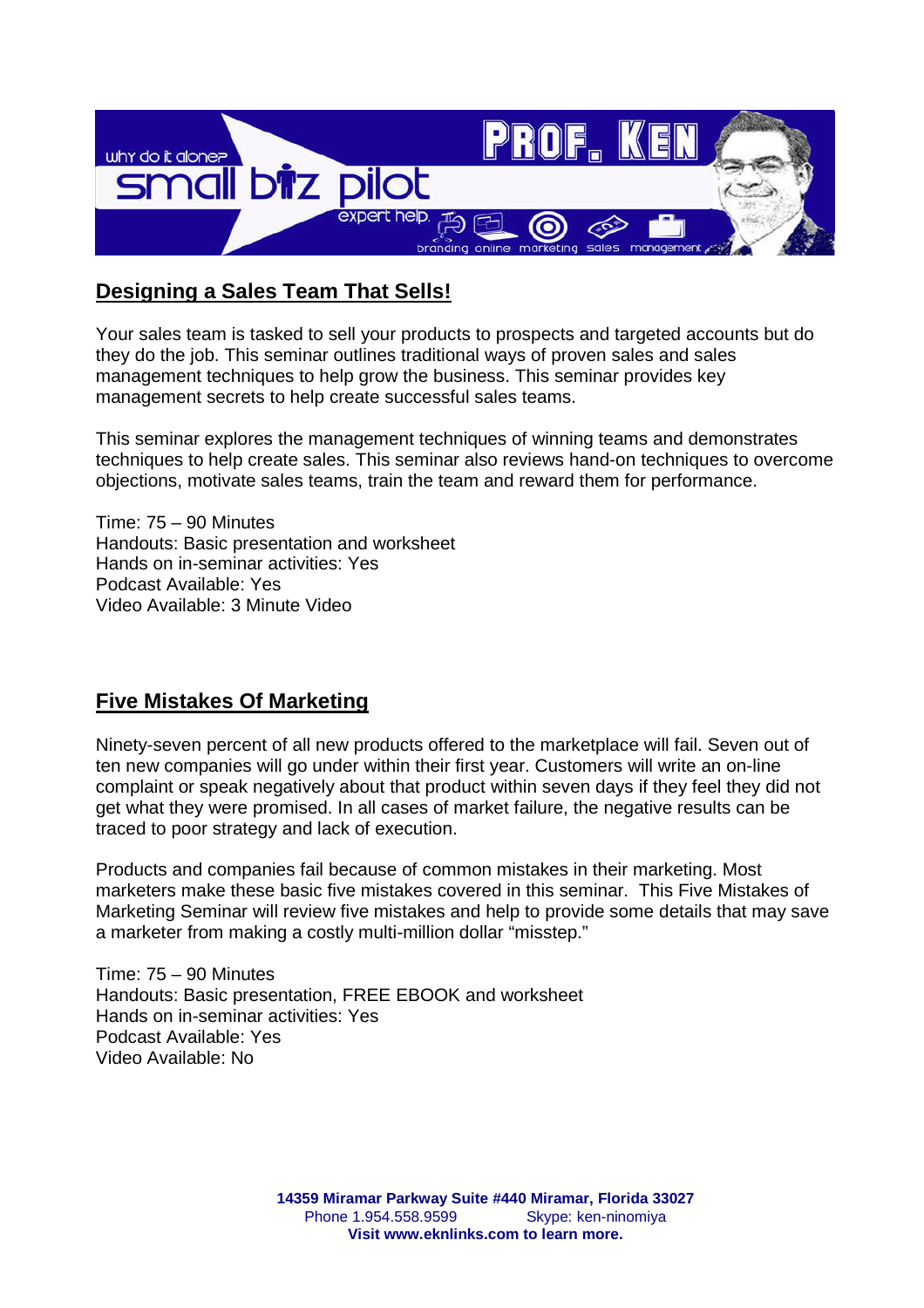## Designing a Sales Team That Sells!

Your sales team is tasked to sell your products to prospects and targeted accounts but do they do the job. This seminar outlines traditional ways of proven sales and sales management techniques to help grow the business. This seminar provides key management secrets to help create successful sales teams.

This seminar explores the management techniques of winning teams and demonstrates techniques to help create sales. This seminar also reviews hand-on techniques to overcome objections, motivate sales teams, train the team and reward them for performance.

Time: 75 – 90 Minutes
Handouts: Basic presentation and worksheet
Hands on in-seminar activities: Yes
Podcast Available: Yes
Video Available: 3 Minute Video

## Five Mistakes Of Marketing

Ninety-seven percent of all new products offered to the marketplace will fail. Seven out of ten new companies will go under within their first year. Customers will write an on-line complaint or speak negatively about that product within seven days if they feel they did not get what they were promised. In all cases of market failure, the negative results can be traced to poor strategy and lack of execution.

Products and companies fail because of common mistakes in their marketing. Most marketers make these basic five mistakes covered in this seminar. This Five Mistakes of Marketing Seminar will review five mistakes and help to provide some details that may save a marketer from making a costly multi-million dollar "misstep."

Time: 75 – 90 Minutes
Handouts: Basic presentation, FREE EBOOK and worksheet
Hands on in-seminar activities: Yes
Podcast Available: Yes
Video Available: No

**14359 Miramar Parkway Suite #440 Miramar, Florida 33027**
Phone 1.954.558.9599 Skype: ken-ninomiya
**Visit www.eknlinks.com to learn more.**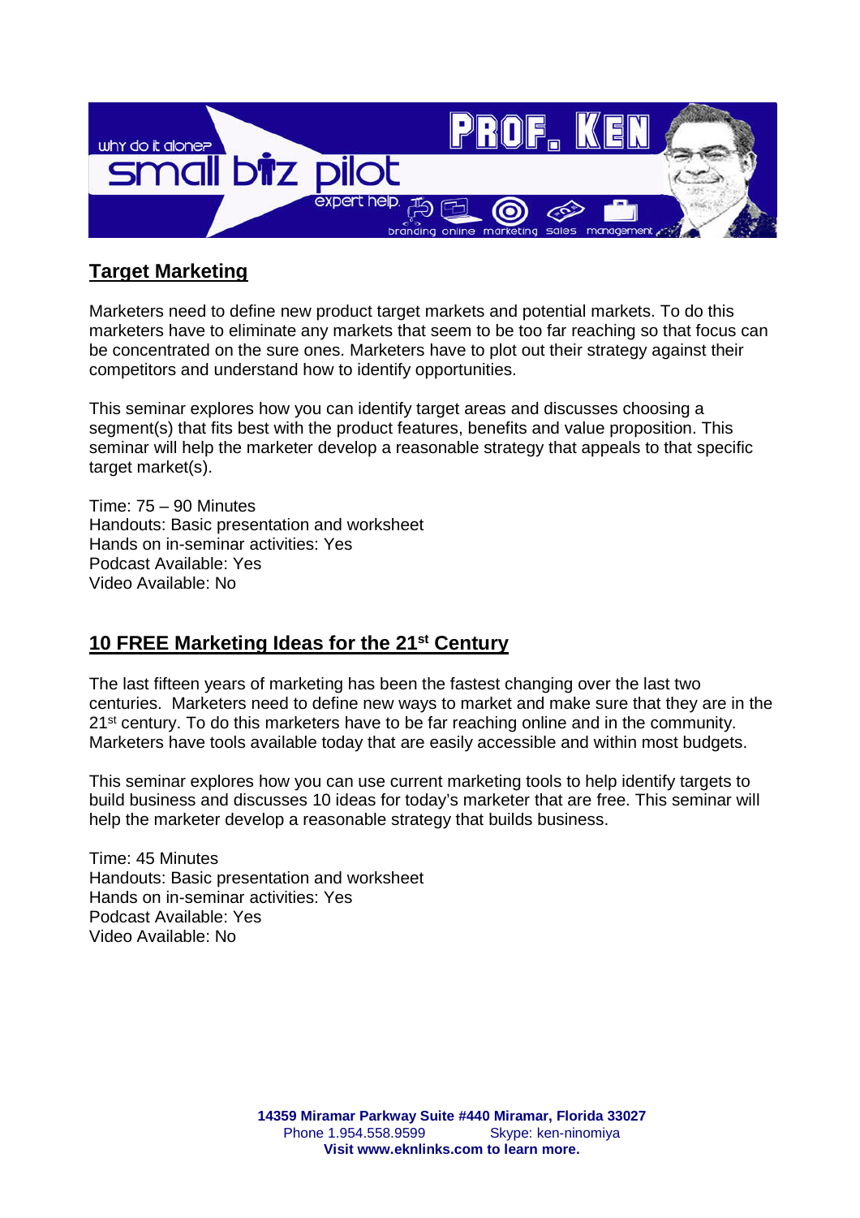## Target Marketing

Marketers need to define new product target markets and potential markets. To do this marketers have to eliminate any markets that seem to be too far reaching so that focus can be concentrated on the sure ones. Marketers have to plot out their strategy against their competitors and understand how to identify opportunities.

This seminar explores how you can identify target areas and discusses choosing a segment(s) that fits best with the product features, benefits and value proposition. This seminar will help the marketer develop a reasonable strategy that appeals to that specific target market(s).

Time: 75 – 90 Minutes
Handouts: Basic presentation and worksheet
Hands on in-seminar activities: Yes
Podcast Available: Yes
Video Available: No

## 10 FREE Marketing Ideas for the 21st Century

The last fifteen years of marketing has been the fastest changing over the last two centuries. Marketers need to define new ways to market and make sure that they are in the 21st century. To do this marketers have to be far reaching online and in the community. Marketers have tools available today that are easily accessible and within most budgets.

This seminar explores how you can use current marketing tools to help identify targets to build business and discusses 10 ideas for today's marketer that are free. This seminar will help the marketer develop a reasonable strategy that builds business.

Time: 45 Minutes
Handouts: Basic presentation and worksheet
Hands on in-seminar activities: Yes
Podcast Available: Yes
Video Available: No

**14359 Miramar Parkway Suite #440 Miramar, Florida 33027**
Phone 1.954.558.9599 Skype: ken-ninomiya
**Visit www.eknlinks.com to learn more.**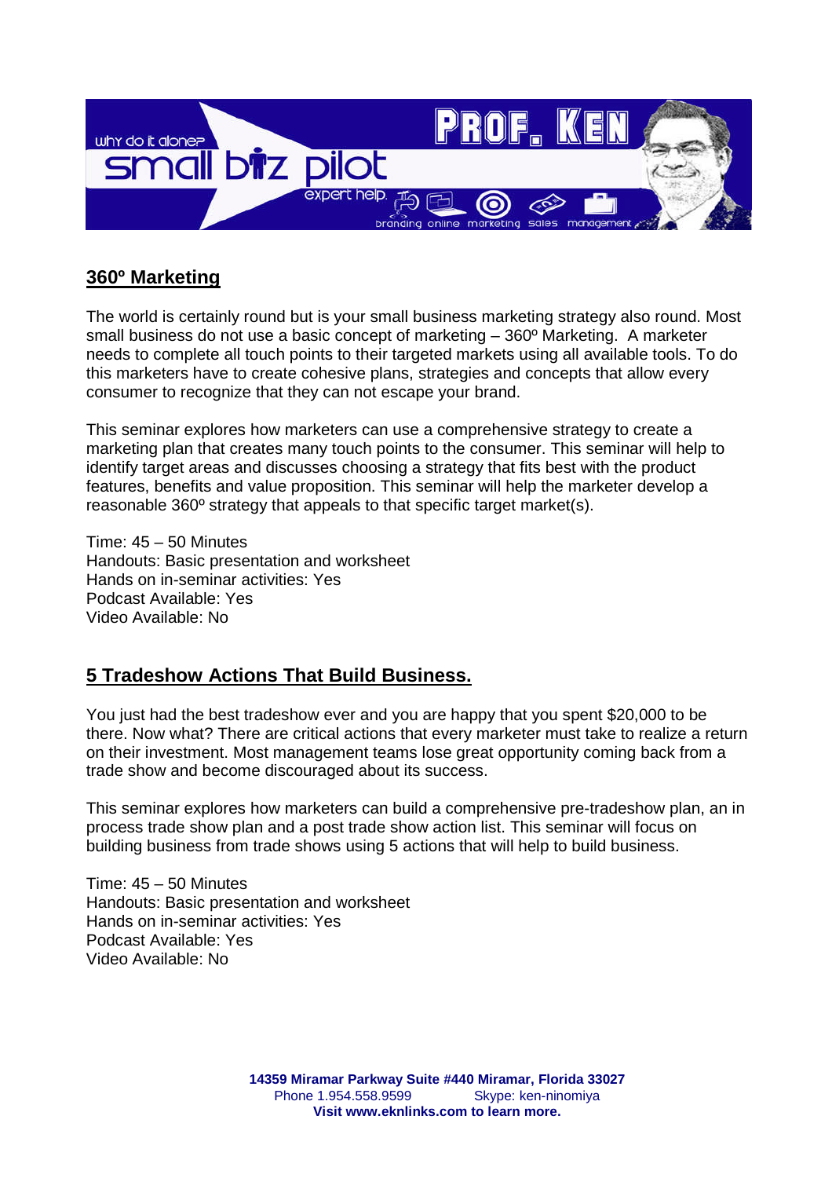## 360º Marketing

The world is certainly round but is your small business marketing strategy also round. Most small business do not use a basic concept of marketing – 360º Marketing. A marketer needs to complete all touch points to their targeted markets using all available tools. To do this marketers have to create cohesive plans, strategies and concepts that allow every consumer to recognize that they can not escape your brand.

This seminar explores how marketers can use a comprehensive strategy to create a marketing plan that creates many touch points to the consumer. This seminar will help to identify target areas and discusses choosing a strategy that fits best with the product features, benefits and value proposition. This seminar will help the marketer develop a reasonable 360º strategy that appeals to that specific target market(s).

Time: 45 – 50 Minutes
Handouts: Basic presentation and worksheet
Hands on in-seminar activities: Yes
Podcast Available: Yes
Video Available: No

## 5 Tradeshow Actions That Build Business.

You just had the best tradeshow ever and you are happy that you spent $20,000 to be there. Now what? There are critical actions that every marketer must take to realize a return on their investment. Most management teams lose great opportunity coming back from a trade show and become discouraged about its success.

This seminar explores how marketers can build a comprehensive pre-tradeshow plan, an in process trade show plan and a post trade show action list. This seminar will focus on building business from trade shows using 5 actions that will help to build business.

Time: 45 – 50 Minutes
Handouts: Basic presentation and worksheet
Hands on in-seminar activities: Yes
Podcast Available: Yes
Video Available: No